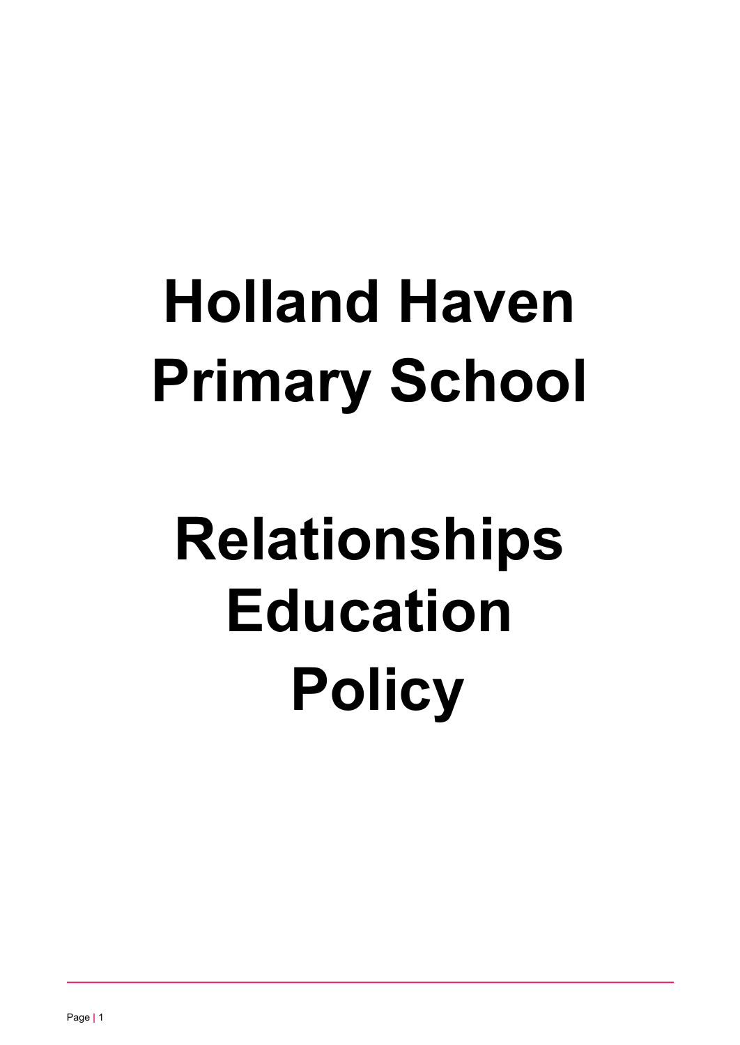# Holland Haven Primary School

# Relationships Education Policy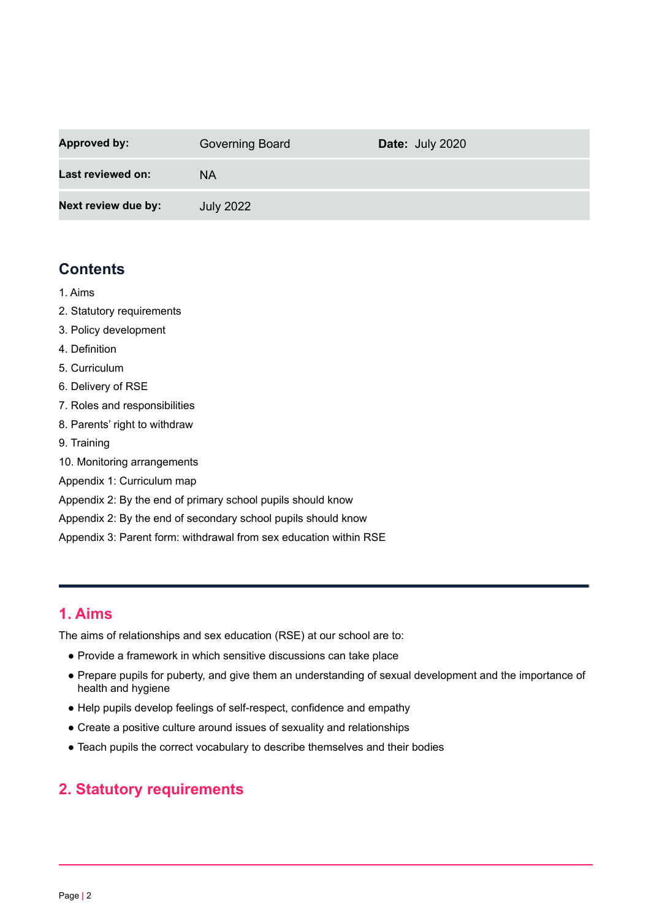| Approved by: | Governing Board | Date: July 2020 |
| --- | --- | --- |
| Last reviewed on: | NA | |
| Next review due by: | July 2022 | |

## Contents

1. Aims
2. Statutory requirements
3. Policy development
4. Definition
5. Curriculum
6. Delivery of RSE
7. Roles and responsibilities
8. Parents' right to withdraw
9. Training
10. Monitoring arrangements

Appendix 1: Curriculum map
Appendix 2: By the end of primary school pupils should know
Appendix 2: By the end of secondary school pupils should know
Appendix 3: Parent form: withdrawal from sex education within RSE

## 1. Aims

The aims of relationships and sex education (RSE) at our school are to:

- Provide a framework in which sensitive discussions can take place
- Prepare pupils for puberty, and give them an understanding of sexual development and the importance of health and hygiene
- Help pupils develop feelings of self-respect, confidence and empathy
- Create a positive culture around issues of sexuality and relationships
- Teach pupils the correct vocabulary to describe themselves and their bodies

## 2. Statutory requirements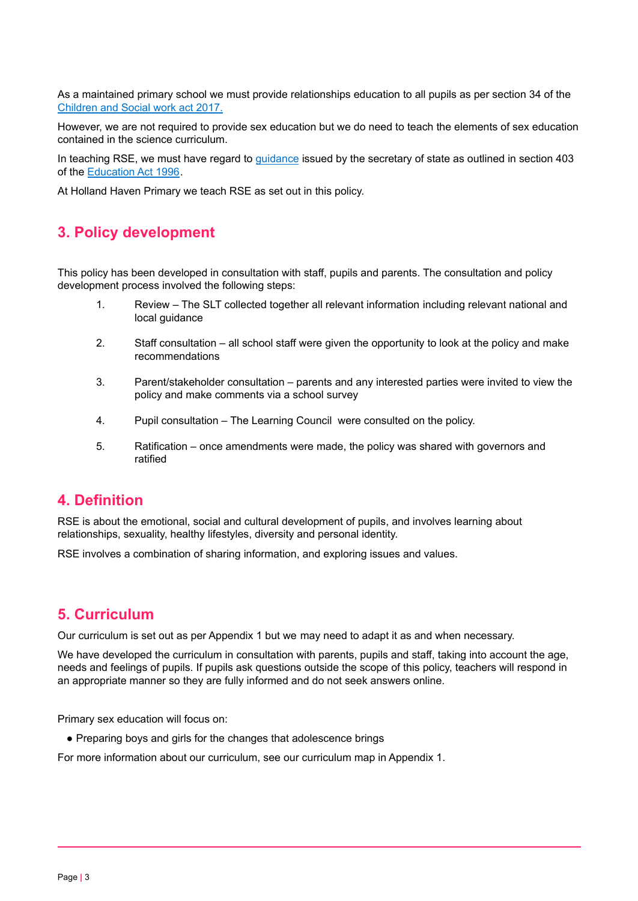As a maintained primary school we must provide relationships education to all pupils as per section 34 of the [Children and Social work act 2017.](#)

However, we are not required to provide sex education but we do need to teach the elements of sex education contained in the science curriculum.

In teaching RSE, we must have regard to [guidance](#) issued by the secretary of state as outlined in section 403 of the [Education Act 1996](#).

At Holland Haven Primary we teach RSE as set out in this policy.

## 3. Policy development

This policy has been developed in consultation with staff, pupils and parents. The consultation and policy development process involved the following steps:

1. Review – The SLT collected together all relevant information including relevant national and local guidance
2. Staff consultation – all school staff were given the opportunity to look at the policy and make recommendations
3. Parent/stakeholder consultation – parents and any interested parties were invited to view the policy and make comments via a school survey
4. Pupil consultation – The Learning Council were consulted on the policy.
5. Ratification – once amendments were made, the policy was shared with governors and ratified

## 4. Definition

RSE is about the emotional, social and cultural development of pupils, and involves learning about relationships, sexuality, healthy lifestyles, diversity and personal identity.

RSE involves a combination of sharing information, and exploring issues and values.

## 5. Curriculum

Our curriculum is set out as per Appendix 1 but we may need to adapt it as and when necessary.

We have developed the curriculum in consultation with parents, pupils and staff, taking into account the age, needs and feelings of pupils. If pupils ask questions outside the scope of this policy, teachers will respond in an appropriate manner so they are fully informed and do not seek answers online.

Primary sex education will focus on:

- Preparing boys and girls for the changes that adolescence brings

For more information about our curriculum, see our curriculum map in Appendix 1.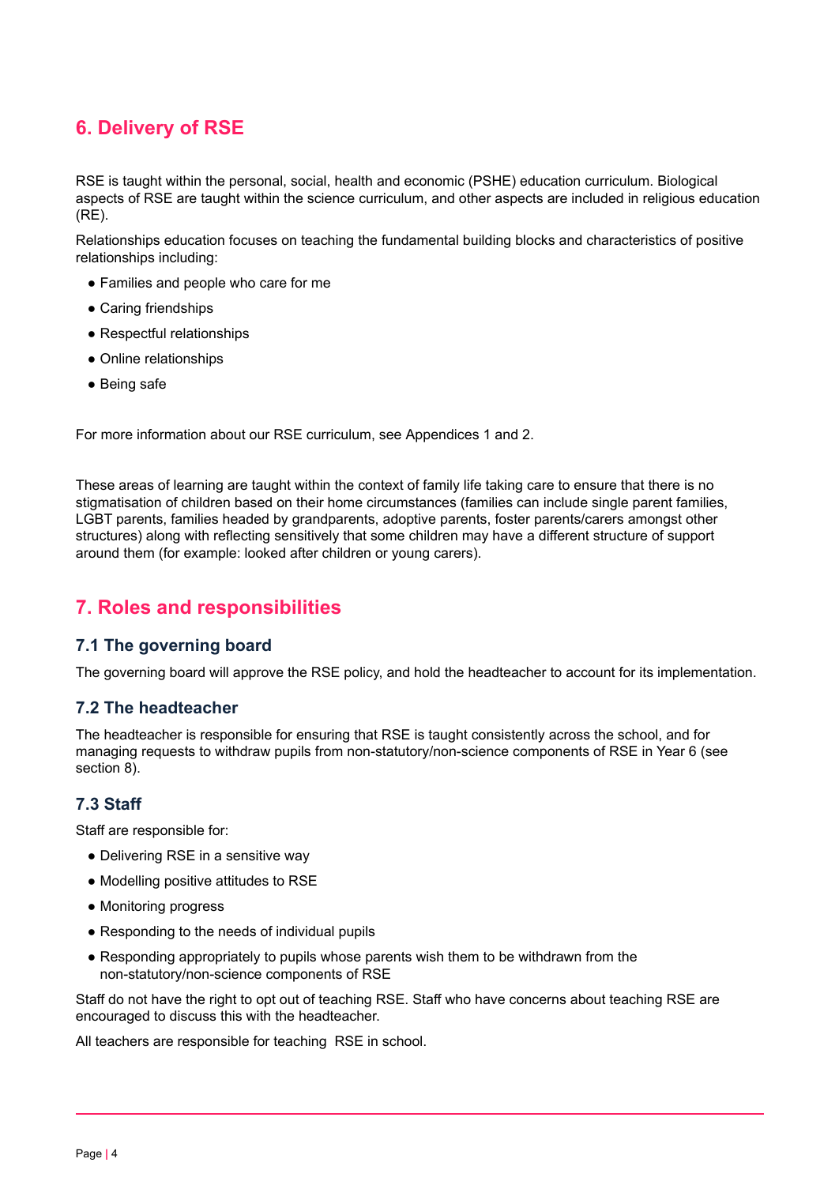## 6. Delivery of RSE

RSE is taught within the personal, social, health and economic (PSHE) education curriculum. Biological aspects of RSE are taught within the science curriculum, and other aspects are included in religious education (RE).

Relationships education focuses on teaching the fundamental building blocks and characteristics of positive relationships including:

- Families and people who care for me
- Caring friendships
- Respectful relationships
- Online relationships
- Being safe

For more information about our RSE curriculum, see Appendices 1 and 2.

These areas of learning are taught within the context of family life taking care to ensure that there is no stigmatisation of children based on their home circumstances (families can include single parent families, LGBT parents, families headed by grandparents, adoptive parents, foster parents/carers amongst other structures) along with reflecting sensitively that some children may have a different structure of support around them (for example: looked after children or young carers).

## 7. Roles and responsibilities

### 7.1 The governing board

The governing board will approve the RSE policy, and hold the headteacher to account for its implementation.

### 7.2 The headteacher

The headteacher is responsible for ensuring that RSE is taught consistently across the school, and for managing requests to withdraw pupils from non-statutory/non-science components of RSE in Year 6 (see section 8).

### 7.3 Staff

Staff are responsible for:

- Delivering RSE in a sensitive way
- Modelling positive attitudes to RSE
- Monitoring progress
- Responding to the needs of individual pupils
- Responding appropriately to pupils whose parents wish them to be withdrawn from the non-statutory/non-science components of RSE

Staff do not have the right to opt out of teaching RSE. Staff who have concerns about teaching RSE are encouraged to discuss this with the headteacher.

All teachers are responsible for teaching RSE in school.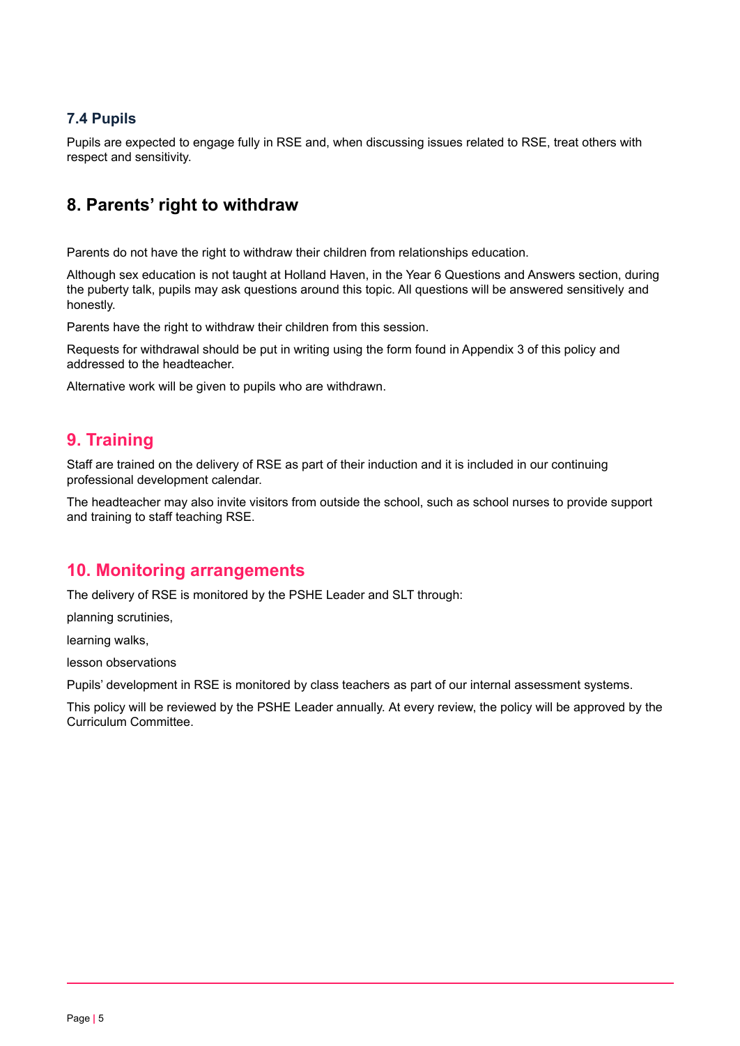### 7.4 Pupils

Pupils are expected to engage fully in RSE and, when discussing issues related to RSE, treat others with respect and sensitivity.

## 8. Parents' right to withdraw

Parents do not have the right to withdraw their children from relationships education.

Although sex education is not taught at Holland Haven, in the Year 6 Questions and Answers section, during the puberty talk, pupils may ask questions around this topic. All questions will be answered sensitively and honestly.

Parents have the right to withdraw their children from this session.

Requests for withdrawal should be put in writing using the form found in Appendix 3 of this policy and addressed to the headteacher.

Alternative work will be given to pupils who are withdrawn.

## 9. Training

Staff are trained on the delivery of RSE as part of their induction and it is included in our continuing professional development calendar.

The headteacher may also invite visitors from outside the school, such as school nurses to provide support and training to staff teaching RSE.

## 10. Monitoring arrangements

The delivery of RSE is monitored by the PSHE Leader and SLT through:

planning scrutinies,

learning walks,

lesson observations

Pupils' development in RSE is monitored by class teachers as part of our internal assessment systems.

This policy will be reviewed by the PSHE Leader annually. At every review, the policy will be approved by the Curriculum Committee.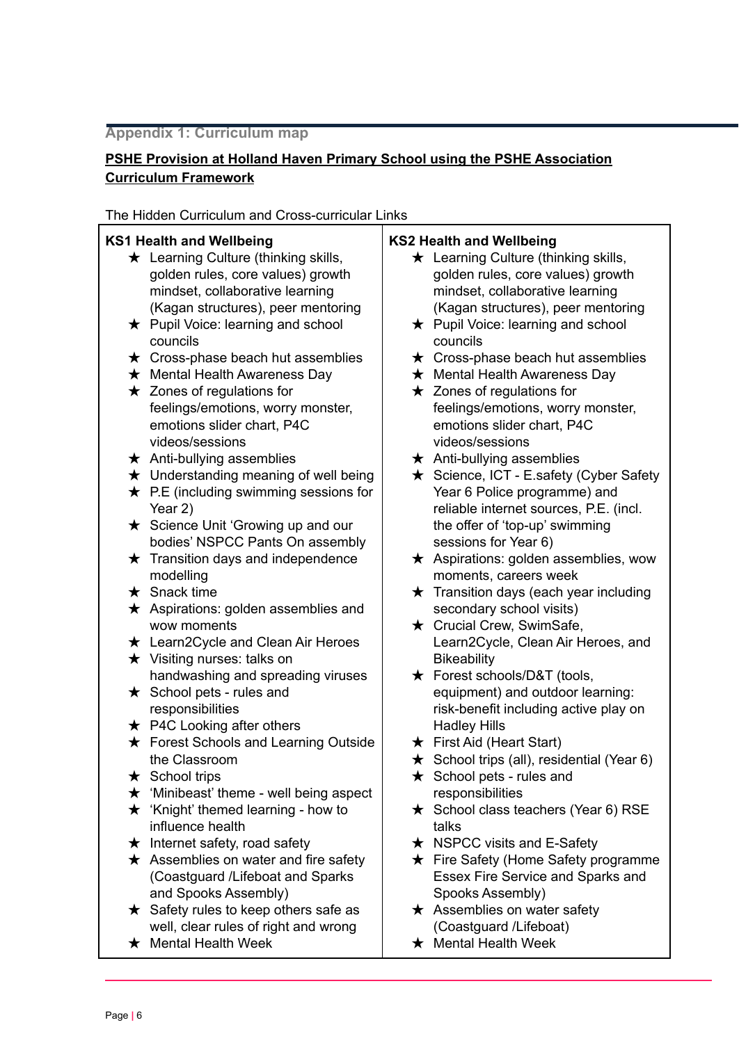## Appendix 1: Curriculum map

**PSHE Provision at Holland Haven Primary School using the PSHE Association Curriculum Framework**

The Hidden Curriculum and Cross-curricular Links

| KS1 Health and Wellbeing | KS2 Health and Wellbeing |
|---|---|
| ★ Learning Culture (thinking skills, golden rules, core values) growth mindset, collaborative learning (Kagan structures), peer mentoring<br>★ Pupil Voice: learning and school councils<br>★ Cross-phase beach hut assemblies<br>★ Mental Health Awareness Day<br>★ Zones of regulations for feelings/emotions, worry monster, emotions slider chart, P4C videos/sessions<br>★ Anti-bullying assemblies<br>★ Understanding meaning of well being<br>★ P.E (including swimming sessions for Year 2)<br>★ Science Unit 'Growing up and our bodies' NSPCC Pants On assembly<br>★ Transition days and independence modelling<br>★ Snack time<br>★ Aspirations: golden assemblies and wow moments<br>★ Learn2Cycle and Clean Air Heroes<br>★ Visiting nurses: talks on handwashing and spreading viruses<br>★ School pets - rules and responsibilities<br>★ P4C Looking after others<br>★ Forest Schools and Learning Outside the Classroom<br>★ School trips<br>★ 'Minibeast' theme - well being aspect<br>★ 'Knight' themed learning - how to influence health<br>★ Internet safety, road safety<br>★ Assemblies on water and fire safety (Coastguard /Lifeboat and Sparks and Spooks Assembly)<br>★ Safety rules to keep others safe as well, clear rules of right and wrong<br>★ Mental Health Week | ★ Learning Culture (thinking skills, golden rules, core values) growth mindset, collaborative learning (Kagan structures), peer mentoring<br>★ Pupil Voice: learning and school councils<br>★ Cross-phase beach hut assemblies<br>★ Mental Health Awareness Day<br>★ Zones of regulations for feelings/emotions, worry monster, emotions slider chart, P4C videos/sessions<br>★ Anti-bullying assemblies<br>★ Science, ICT - E.safety (Cyber Safety Year 6 Police programme) and reliable internet sources, P.E. (incl. the offer of 'top-up' swimming sessions for Year 6)<br>★ Aspirations: golden assemblies, wow moments, careers week<br>★ Transition days (each year including secondary school visits)<br>★ Crucial Crew, SwimSafe, Learn2Cycle, Clean Air Heroes, and Bikeability<br>★ Forest schools/D&T (tools, equipment) and outdoor learning: risk-benefit including active play on Hadley Hills<br>★ First Aid (Heart Start)<br>★ School trips (all), residential (Year 6)<br>★ School pets - rules and responsibilities<br>★ School class teachers (Year 6) RSE talks<br>★ NSPCC visits and E-Safety<br>★ Fire Safety (Home Safety programme Essex Fire Service and Sparks and Spooks Assembly)<br>★ Assemblies on water safety (Coastguard /Lifeboat)<br>★ Mental Health Week |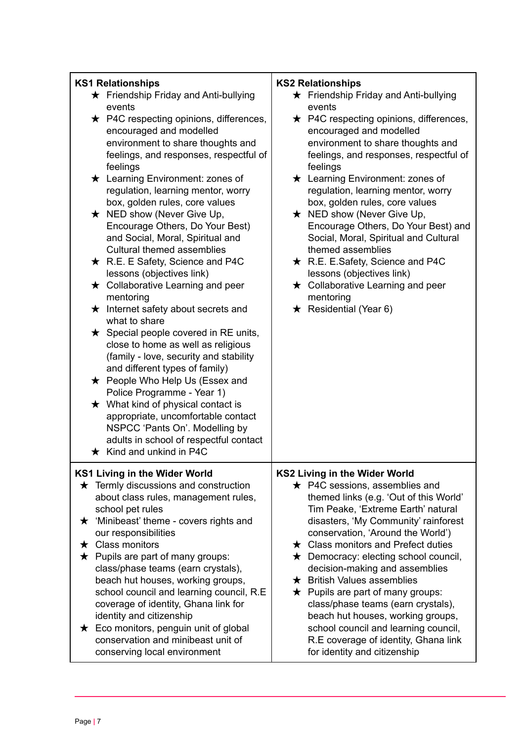| KS1 Relationships | KS2 Relationships |
|---|---|
| ★ Friendship Friday and Anti-bullying events<br>★ P4C respecting opinions, differences, encouraged and modelled environment to share thoughts and feelings, and responses, respectful of feelings<br>★ Learning Environment: zones of regulation, learning mentor, worry box, golden rules, core values<br>★ NED show (Never Give Up, Encourage Others, Do Your Best) and Social, Moral, Spiritual and Cultural themed assemblies<br>★ R.E. E Safety, Science and P4C lessons (objectives link)<br>★ Collaborative Learning and peer mentoring<br>★ Internet safety about secrets and what to share<br>★ Special people covered in RE units, close to home as well as religious (family - love, security and stability and different types of family)<br>★ People Who Help Us (Essex and Police Programme - Year 1)<br>★ What kind of physical contact is appropriate, uncomfortable contact NSPCC 'Pants On'. Modelling by adults in school of respectful contact<br>★ Kind and unkind in P4C | ★ Friendship Friday and Anti-bullying events<br>★ P4C respecting opinions, differences, encouraged and modelled environment to share thoughts and feelings, and responses, respectful of feelings<br>★ Learning Environment: zones of regulation, learning mentor, worry box, golden rules, core values<br>★ NED show (Never Give Up, Encourage Others, Do Your Best) and Social, Moral, Spiritual and Cultural themed assemblies<br>★ R.E. E.Safety, Science and P4C lessons (objectives link)<br>★ Collaborative Learning and peer mentoring<br>★ Residential (Year 6) |
| **KS1 Living in the Wider World**<br>★ Termly discussions and construction about class rules, management rules, school pet rules<br>★ 'Minibeast' theme - covers rights and our responsibilities<br>★ Class monitors<br>★ Pupils are part of many groups: class/phase teams (earn crystals), beach hut houses, working groups, school council and learning council, R.E coverage of identity, Ghana link for identity and citizenship<br>★ Eco monitors, penguin unit of global conservation and minibeast unit of conserving local environment | **KS2 Living in the Wider World**<br>★ P4C sessions, assemblies and themed links (e.g. 'Out of this World' Tim Peake, 'Extreme Earth' natural disasters, 'My Community' rainforest conservation, 'Around the World')<br>★ Class monitors and Prefect duties<br>★ Democracy: electing school council, decision-making and assemblies<br>★ British Values assemblies<br>★ Pupils are part of many groups: class/phase teams (earn crystals), beach hut houses, working groups, school council and learning council, R.E coverage of identity, Ghana link for identity and citizenship |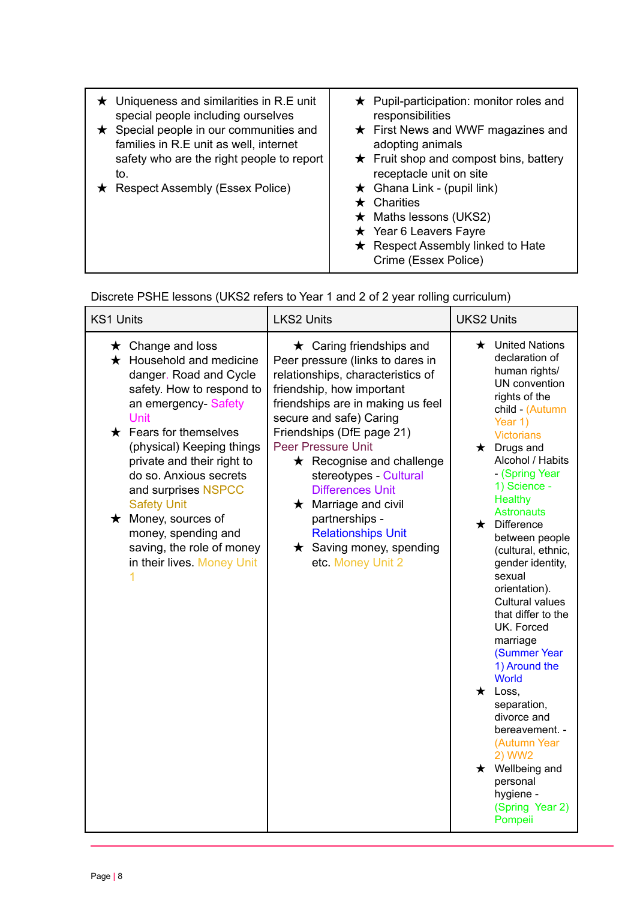| | |
|---|---|
| ★ Uniqueness and similarities in R.E unit special people including ourselves<br>★ Special people in our communities and families in R.E unit as well, internet safety who are the right people to report to.<br>★ Respect Assembly (Essex Police) | ★ Pupil-participation: monitor roles and responsibilities<br>★ First News and WWF magazines and adopting animals<br>★ Fruit shop and compost bins, battery receptacle unit on site<br>★ Ghana Link - (pupil link)<br>★ Charities<br>★ Maths lessons (UKS2)<br>★ Year 6 Leavers Fayre<br>★ Respect Assembly linked to Hate Crime (Essex Police) |

Discrete PSHE lessons (UKS2 refers to Year 1 and 2 of 2 year rolling curriculum)

| KS1 Units | LKS2 Units | UKS2 Units |
|---|---|---|
| ★ Change and loss<br>★ Household and medicine danger. Road and Cycle safety. How to respond to an emergency- Safety Unit<br>★ Fears for themselves (physical) Keeping things private and their right to do so. Anxious secrets and surprises NSPCC Safety Unit<br>★ Money, sources of money, spending and saving, the role of money in their lives. Money Unit 1 | ★ Caring friendships and Peer pressure (links to dares in relationships, characteristics of friendship, how important friendships are in making us feel secure and safe) Caring Friendships (DfE page 21) Peer Pressure Unit<br>★ Recognise and challenge stereotypes - Cultural Differences Unit<br>★ Marriage and civil partnerships - Relationships Unit<br>★ Saving money, spending etc. Money Unit 2 | ★ United Nations declaration of human rights/ UN convention rights of the child - (Autumn Year 1) Victorians<br>★ Drugs and Alcohol / Habits - (Spring Year 1) Science - Healthy Astronauts<br>★ Difference between people (cultural, ethnic, gender identity, sexual orientation). Cultural values that differ to the UK. Forced marriage (Summer Year 1) Around the World<br>★ Loss, separation, divorce and bereavement. - (Autumn Year 2) WW2<br>★ Wellbeing and personal hygiene - (Spring Year 2) Pompeii |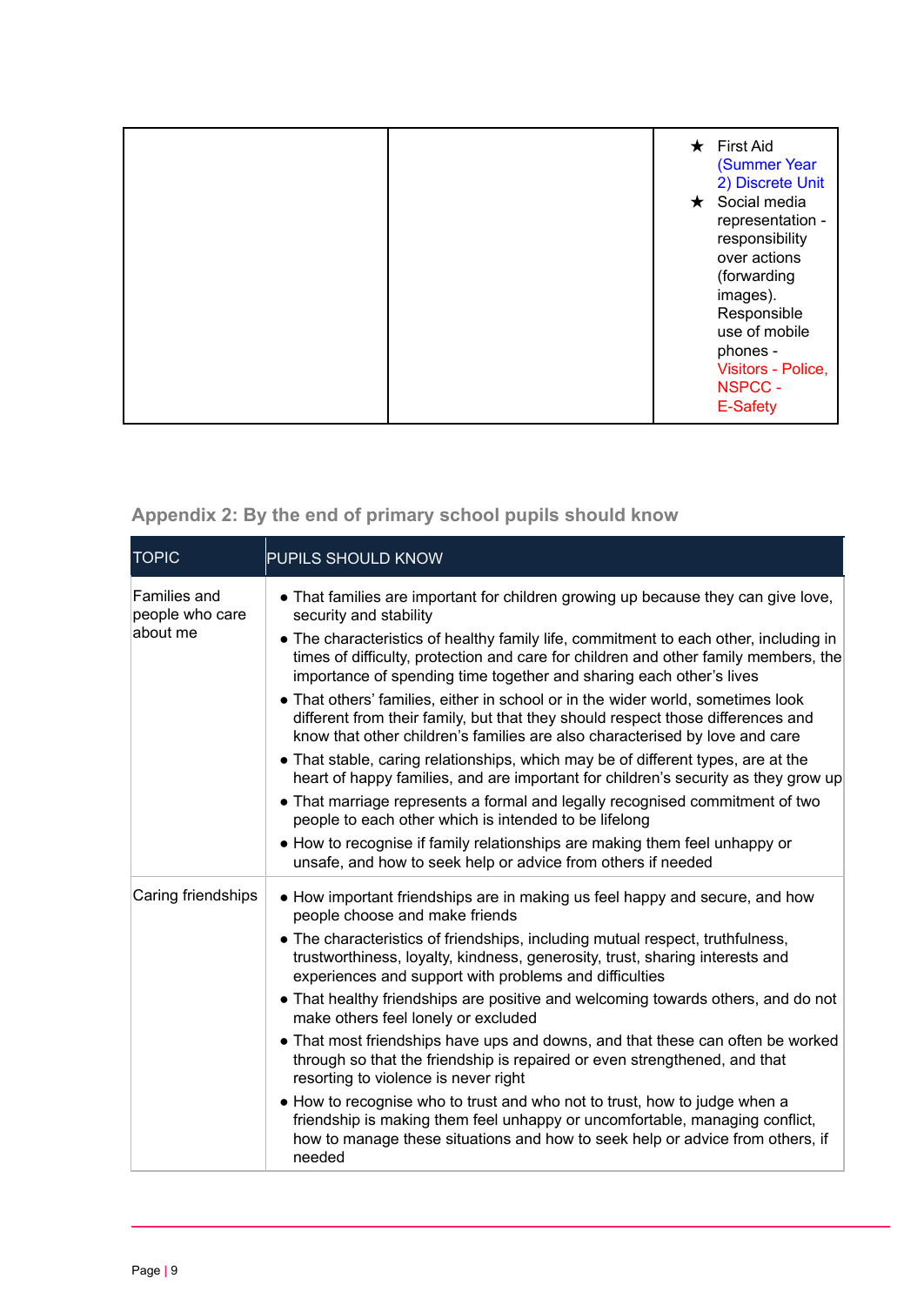| | | ★ First Aid (Summer Year 2) Discrete Unit<br>★ Social media representation - responsibility over actions (forwarding images). Responsible use of mobile phones - Visitors - Police, NSPCC - E-Safety |
|---|---|---|

## Appendix 2: By the end of primary school pupils should know

| TOPIC | PUPILS SHOULD KNOW |
|---|---|
| Families and people who care about me | • That families are important for children growing up because they can give love, security and stability<br>• The characteristics of healthy family life, commitment to each other, including in times of difficulty, protection and care for children and other family members, the importance of spending time together and sharing each other's lives<br>• That others' families, either in school or in the wider world, sometimes look different from their family, but that they should respect those differences and know that other children's families are also characterised by love and care<br>• That stable, caring relationships, which may be of different types, are at the heart of happy families, and are important for children's security as they grow up<br>• That marriage represents a formal and legally recognised commitment of two people to each other which is intended to be lifelong<br>• How to recognise if family relationships are making them feel unhappy or unsafe, and how to seek help or advice from others if needed |
| Caring friendships | • How important friendships are in making us feel happy and secure, and how people choose and make friends<br>• The characteristics of friendships, including mutual respect, truthfulness, trustworthiness, loyalty, kindness, generosity, trust, sharing interests and experiences and support with problems and difficulties<br>• That healthy friendships are positive and welcoming towards others, and do not make others feel lonely or excluded<br>• That most friendships have ups and downs, and that these can often be worked through so that the friendship is repaired or even strengthened, and that resorting to violence is never right<br>• How to recognise who to trust and who not to trust, how to judge when a friendship is making them feel unhappy or uncomfortable, managing conflict, how to manage these situations and how to seek help or advice from others, if needed |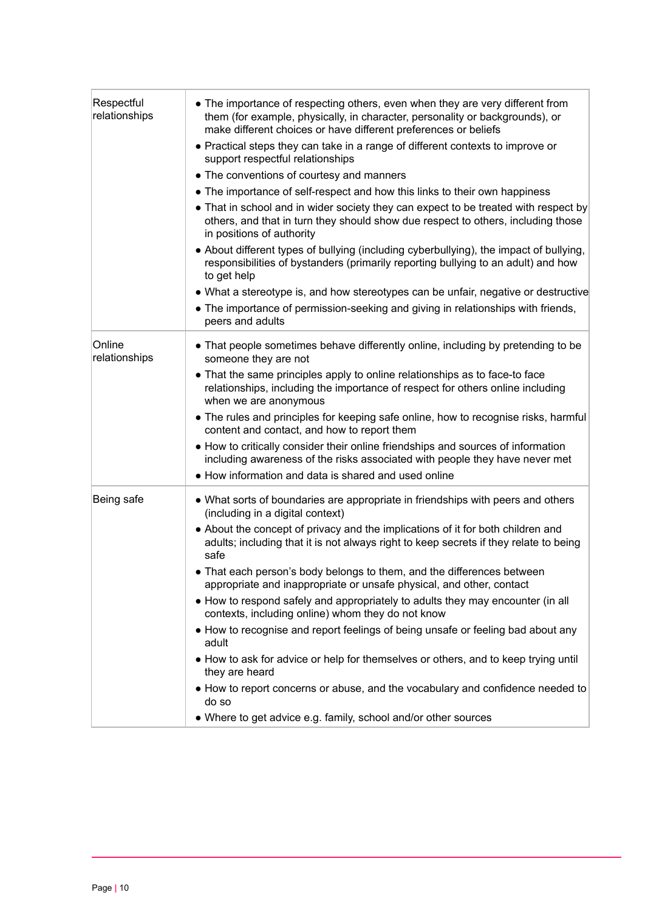| | |
|---|---|
| Respectful relationships | • The importance of respecting others, even when they are very different from them (for example, physically, in character, personality or backgrounds), or make different choices or have different preferences or beliefs<br>• Practical steps they can take in a range of different contexts to improve or support respectful relationships<br>• The conventions of courtesy and manners<br>• The importance of self-respect and how this links to their own happiness<br>• That in school and in wider society they can expect to be treated with respect by others, and that in turn they should show due respect to others, including those in positions of authority<br>• About different types of bullying (including cyberbullying), the impact of bullying, responsibilities of bystanders (primarily reporting bullying to an adult) and how to get help<br>• What a stereotype is, and how stereotypes can be unfair, negative or destructive<br>• The importance of permission-seeking and giving in relationships with friends, peers and adults |
| Online relationships | • That people sometimes behave differently online, including by pretending to be someone they are not<br>• That the same principles apply to online relationships as to face-to face relationships, including the importance of respect for others online including when we are anonymous<br>• The rules and principles for keeping safe online, how to recognise risks, harmful content and contact, and how to report them<br>• How to critically consider their online friendships and sources of information including awareness of the risks associated with people they have never met<br>• How information and data is shared and used online |
| Being safe | • What sorts of boundaries are appropriate in friendships with peers and others (including in a digital context)<br>• About the concept of privacy and the implications of it for both children and adults; including that it is not always right to keep secrets if they relate to being safe<br>• That each person's body belongs to them, and the differences between appropriate and inappropriate or unsafe physical, and other, contact<br>• How to respond safely and appropriately to adults they may encounter (in all contexts, including online) whom they do not know<br>• How to recognise and report feelings of being unsafe or feeling bad about any adult<br>• How to ask for advice or help for themselves or others, and to keep trying until they are heard<br>• How to report concerns or abuse, and the vocabulary and confidence needed to do so<br>• Where to get advice e.g. family, school and/or other sources |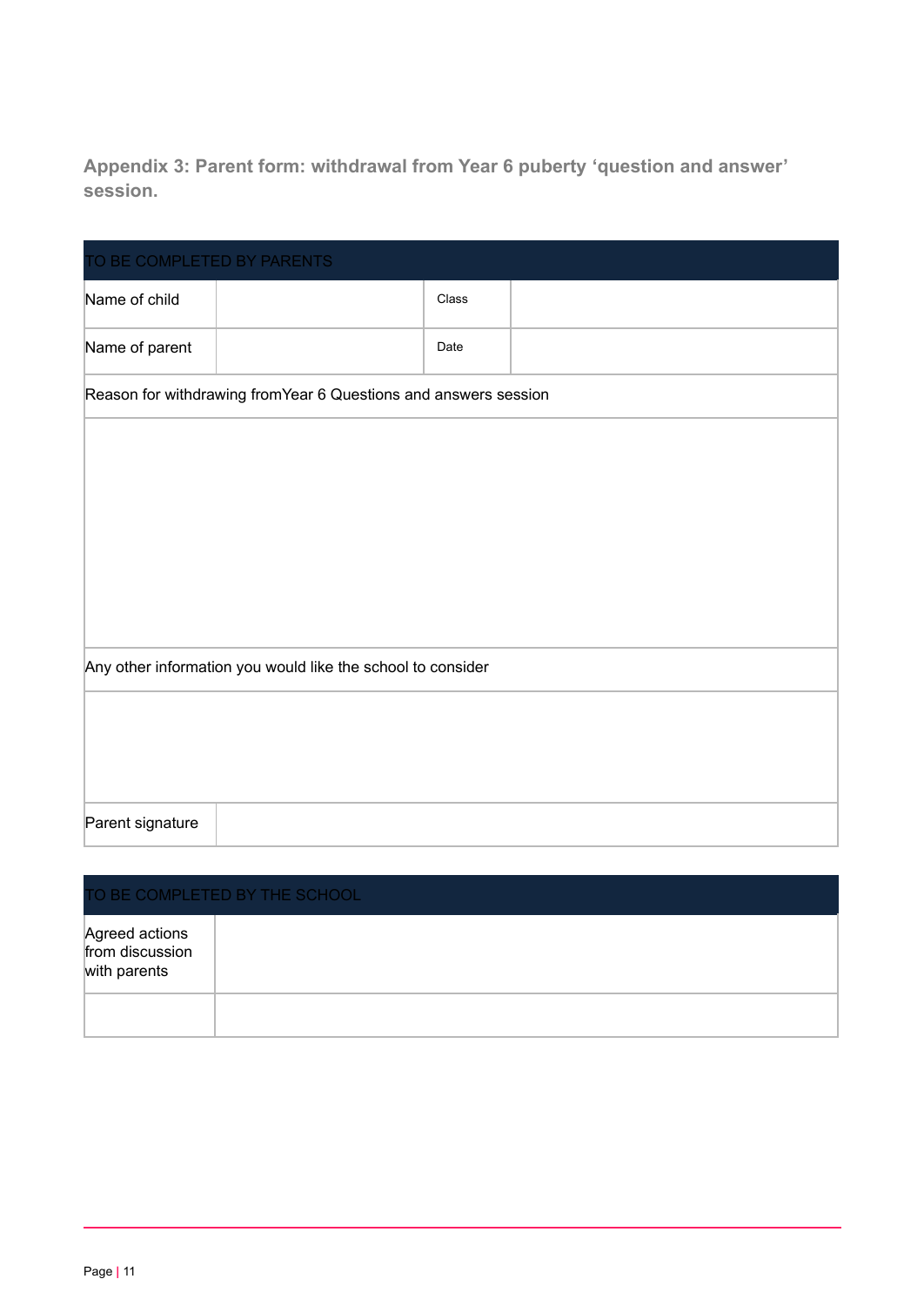**Appendix 3: Parent form: withdrawal from Year 6 puberty ‘question and answer’ session.**

| TO BE COMPLETED BY PARENTS | | | |
|---|---|---|---|
| Name of child | | Class | |
| Name of parent | | Date | |
| Reason for withdrawing fromYear 6 Questions and answers session | | | |
| | | | |
| Any other information you would like the school to consider | | | |
| | | | |
| Parent signature | | | |

| TO BE COMPLETED BY THE SCHOOL | |
|---|---|
| Agreed actions from discussion with parents | |
| | |